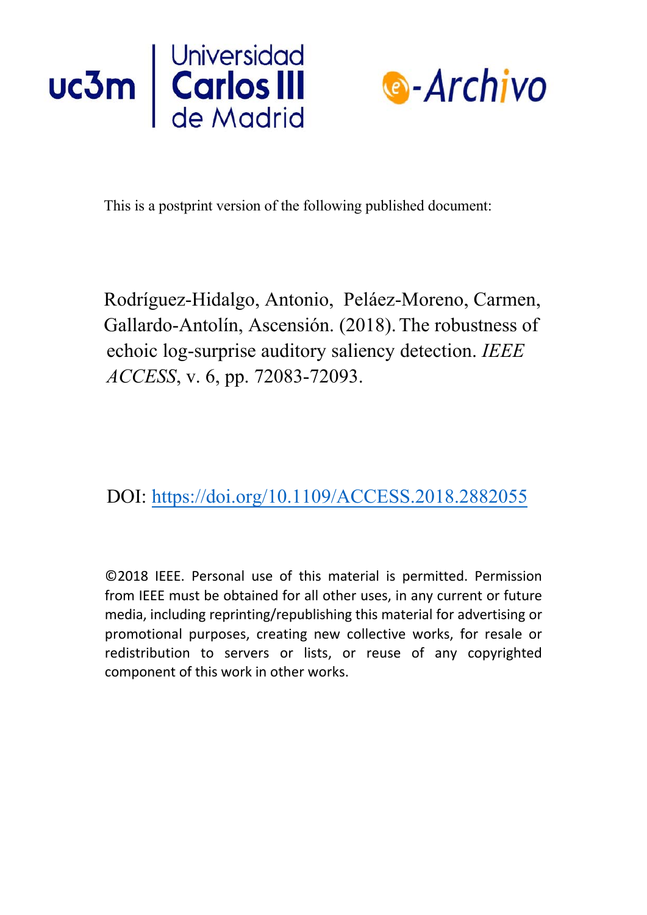Universidad Carlos III de Madrid

e-Archivo

This is a postprint version of the following published document:

Rodríguez-Hidalgo, Antonio, Peláez-Moreno, Carmen, Gallardo-Antolín, Ascensión. (2018). The robustness of echoic log-surprise auditory saliency detection. *IEEE ACCESS*, v. 6, pp. 72083-72093.

DOI: https://doi.org/10.1109/ACCESS.2018.2882055

©2018 IEEE. Personal use of this material is permitted. Permission from IEEE must be obtained for all other uses, in any current or future media, including reprinting/republishing this material for advertising or promotional purposes, creating new collective works, for resale or redistribution to servers or lists, or reuse of any copyrighted component of this work in other works.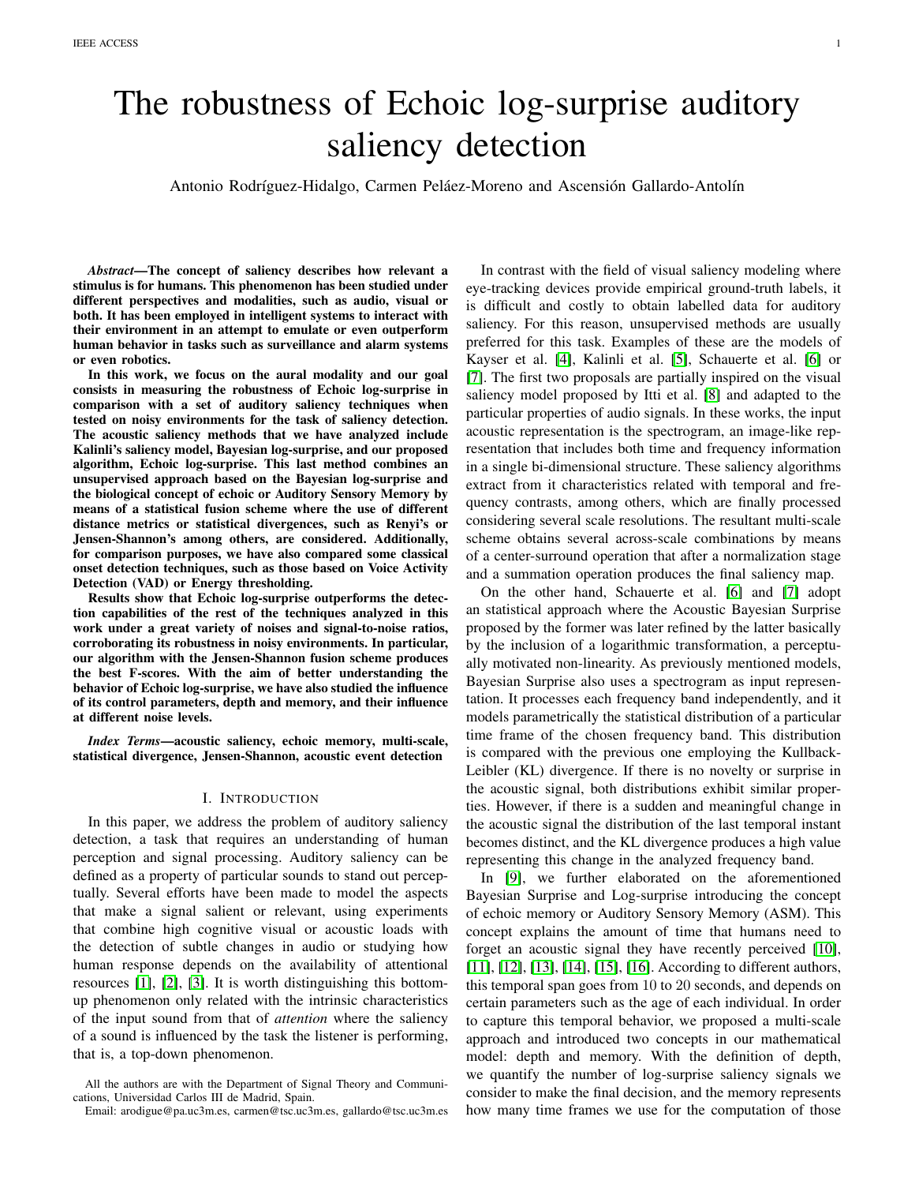# The robustness of Echoic log-surprise auditory saliency detection

Antonio Rodríguez-Hidalgo, Carmen Peláez-Moreno and Ascensión Gallardo-Antolín

***Abstract*—The concept of saliency describes how relevant a stimulus is for humans. This phenomenon has been studied under different perspectives and modalities, such as audio, visual or both. It has been employed in intelligent systems to interact with their environment in an attempt to emulate or even outperform human behavior in tasks such as surveillance and alarm systems or even robotics.**

**In this work, we focus on the aural modality and our goal consists in measuring the robustness of Echoic log-surprise in comparison with a set of auditory saliency techniques when tested on noisy environments for the task of saliency detection. The acoustic saliency methods that we have analyzed include Kalinli's saliency model, Bayesian log-surprise, and our proposed algorithm, Echoic log-surprise. This last method combines an unsupervised approach based on the Bayesian log-surprise and the biological concept of echoic or Auditory Sensory Memory by means of a statistical fusion scheme where the use of different distance metrics or statistical divergences, such as Renyi's or Jensen-Shannon's among others, are considered. Additionally, for comparison purposes, we have also compared some classical onset detection techniques, such as those based on Voice Activity Detection (VAD) or Energy thresholding.**

**Results show that Echoic log-surprise outperforms the detection capabilities of the rest of the techniques analyzed in this work under a great variety of noises and signal-to-noise ratios, corroborating its robustness in noisy environments. In particular, our algorithm with the Jensen-Shannon fusion scheme produces the best F-scores. With the aim of better understanding the behavior of Echoic log-surprise, we have also studied the influence of its control parameters, depth and memory, and their influence at different noise levels.**

***Index Terms*—acoustic saliency, echoic memory, multi-scale, statistical divergence, Jensen-Shannon, acoustic event detection**

## I. Introduction

In this paper, we address the problem of auditory saliency detection, a task that requires an understanding of human perception and signal processing. Auditory saliency can be defined as a property of particular sounds to stand out perceptually. Several efforts have been made to model the aspects that make a signal salient or relevant, using experiments that combine high cognitive visual or acoustic loads with the detection of subtle changes in audio or studying how human response depends on the availability of attentional resources [1], [2], [3]. It is worth distinguishing this bottom-up phenomenon only related with the intrinsic characteristics of the input sound from that of *attention* where the saliency of a sound is influenced by the task the listener is performing, that is, a top-down phenomenon.

All the authors are with the Department of Signal Theory and Communications, Universidad Carlos III de Madrid, Spain.

Email: arodigue@pa.uc3m.es, carmen@tsc.uc3m.es, gallardo@tsc.uc3m.es

In contrast with the field of visual saliency modeling where eye-tracking devices provide empirical ground-truth labels, it is difficult and costly to obtain labelled data for auditory saliency. For this reason, unsupervised methods are usually preferred for this task. Examples of these are the models of Kayser et al. [4], Kalinli et al. [5], Schauerte et al. [6] or [7]. The first two proposals are partially inspired on the visual saliency model proposed by Itti et al. [8] and adapted to the particular properties of audio signals. In these works, the input acoustic representation is the spectrogram, an image-like representation that includes both time and frequency information in a single bi-dimensional structure. These saliency algorithms extract from it characteristics related with temporal and frequency contrasts, among others, which are finally processed considering several scale resolutions. The resultant multi-scale scheme obtains several across-scale combinations by means of a center-surround operation that after a normalization stage and a summation operation produces the final saliency map.

On the other hand, Schauerte et al. [6] and [7] adopt an statistical approach where the Acoustic Bayesian Surprise proposed by the former was later refined by the latter basically by the inclusion of a logarithmic transformation, a perceptually motivated non-linearity. As previously mentioned models, Bayesian Surprise also uses a spectrogram as input representation. It processes each frequency band independently, and it models parametrically the statistical distribution of a particular time frame of the chosen frequency band. This distribution is compared with the previous one employing the Kullback-Leibler (KL) divergence. If there is no novelty or surprise in the acoustic signal, both distributions exhibit similar properties. However, if there is a sudden and meaningful change in the acoustic signal the distribution of the last temporal instant becomes distinct, and the KL divergence produces a high value representing this change in the analyzed frequency band.

In [9], we further elaborated on the aforementioned Bayesian Surprise and Log-surprise introducing the concept of echoic memory or Auditory Sensory Memory (ASM). This concept explains the amount of time that humans need to forget an acoustic signal they have recently perceived [10], [11], [12], [13], [14], [15], [16]. According to different authors, this temporal span goes from 10 to 20 seconds, and depends on certain parameters such as the age of each individual. In order to capture this temporal behavior, we proposed a multi-scale approach and introduced two concepts in our mathematical model: depth and memory. With the definition of depth, we quantify the number of log-surprise saliency signals we consider to make the final decision, and the memory represents how many time frames we use for the computation of those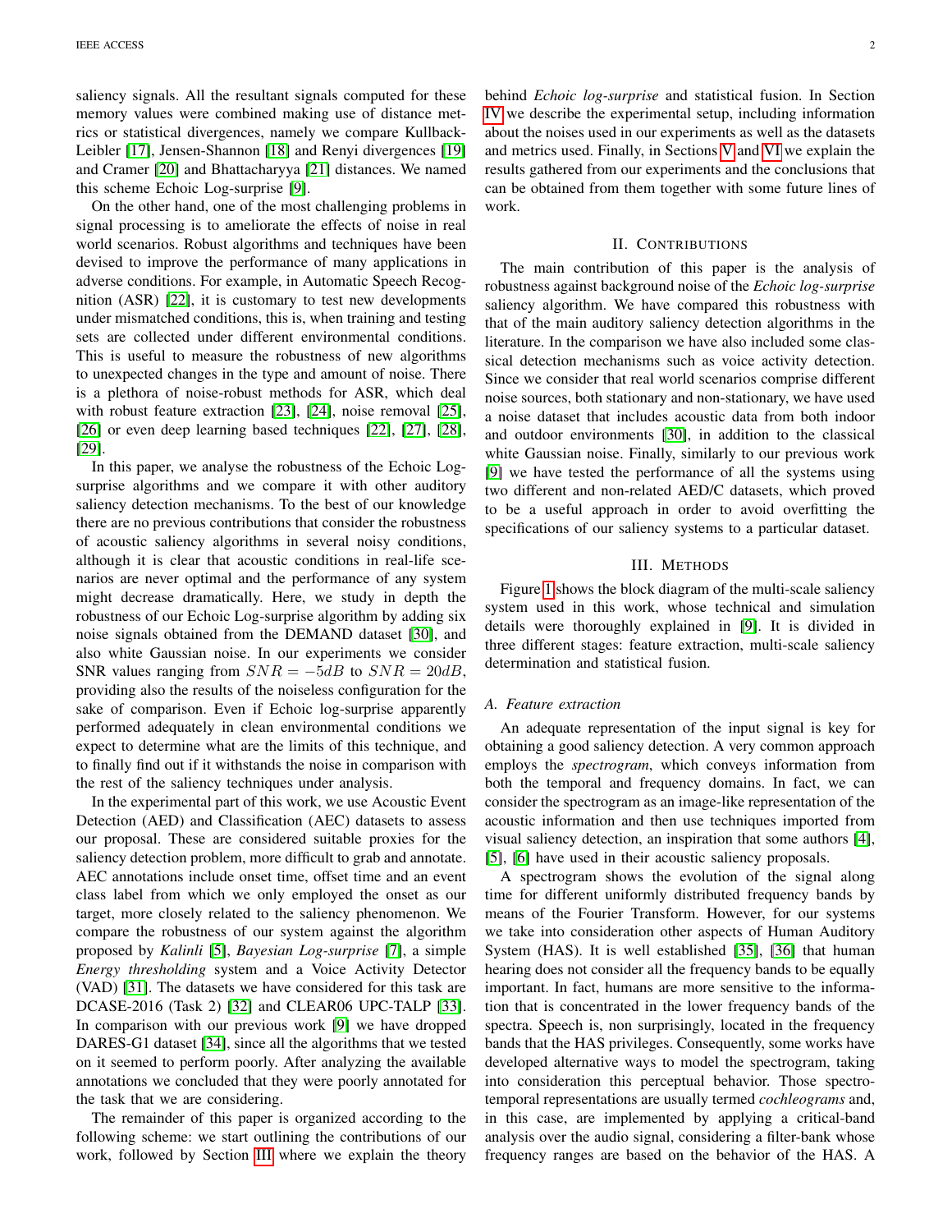saliency signals. All the resultant signals computed for these memory values were combined making use of distance metrics or statistical divergences, namely we compare Kullback-Leibler [17], Jensen-Shannon [18] and Renyi divergences [19] and Cramer [20] and Bhattacharyya [21] distances. We named this scheme Echoic Log-surprise [9].

On the other hand, one of the most challenging problems in signal processing is to ameliorate the effects of noise in real world scenarios. Robust algorithms and techniques have been devised to improve the performance of many applications in adverse conditions. For example, in Automatic Speech Recognition (ASR) [22], it is customary to test new developments under mismatched conditions, this is, when training and testing sets are collected under different environmental conditions. This is useful to measure the robustness of new algorithms to unexpected changes in the type and amount of noise. There is a plethora of noise-robust methods for ASR, which deal with robust feature extraction [23], [24], noise removal [25], [26] or even deep learning based techniques [22], [27], [28], [29].

In this paper, we analyse the robustness of the Echoic Log-surprise algorithms and we compare it with other auditory saliency detection mechanisms. To the best of our knowledge there are no previous contributions that consider the robustness of acoustic saliency algorithms in several noisy conditions, although it is clear that acoustic conditions in real-life scenarios are never optimal and the performance of any system might decrease dramatically. Here, we study in depth the robustness of our Echoic Log-surprise algorithm by adding six noise signals obtained from the DEMAND dataset [30], and also white Gaussian noise. In our experiments we consider SNR values ranging from $SNR = -5dB$ to $SNR = 20dB$, providing also the results of the noiseless configuration for the sake of comparison. Even if Echoic log-surprise apparently performed adequately in clean environmental conditions we expect to determine what are the limits of this technique, and to finally find out if it withstands the noise in comparison with the rest of the saliency techniques under analysis.

In the experimental part of this work, we use Acoustic Event Detection (AED) and Classification (AEC) datasets to assess our proposal. These are considered suitable proxies for the saliency detection problem, more difficult to grab and annotate. AEC annotations include onset time, offset time and an event class label from which we only employed the onset as our target, more closely related to the saliency phenomenon. We compare the robustness of our system against the algorithm proposed by *Kalinli* [5], *Bayesian Log-surprise* [7], a simple *Energy thresholding* system and a Voice Activity Detector (VAD) [31]. The datasets we have considered for this task are DCASE-2016 (Task 2) [32] and CLEAR06 UPC-TALP [33]. In comparison with our previous work [9] we have dropped DARES-G1 dataset [34], since all the algorithms that we tested on it seemed to perform poorly. After analyzing the available annotations we concluded that they were poorly annotated for the task that we are considering.

The remainder of this paper is organized according to the following scheme: we start outlining the contributions of our work, followed by Section III where we explain the theory behind *Echoic log-surprise* and statistical fusion. In Section IV we describe the experimental setup, including information about the noises used in our experiments as well as the datasets and metrics used. Finally, in Sections V and VI we explain the results gathered from our experiments and the conclusions that can be obtained from them together with some future lines of work.

## II. Contributions

The main contribution of this paper is the analysis of robustness against background noise of the *Echoic log-surprise* saliency algorithm. We have compared this robustness with that of the main auditory saliency detection algorithms in the literature. In the comparison we have also included some classical detection mechanisms such as voice activity detection. Since we consider that real world scenarios comprise different noise sources, both stationary and non-stationary, we have used a noise dataset that includes acoustic data from both indoor and outdoor environments [30], in addition to the classical white Gaussian noise. Finally, similarly to our previous work [9] we have tested the performance of all the systems using two different and non-related AED/C datasets, which proved to be a useful approach in order to avoid overfitting the specifications of our saliency systems to a particular dataset.

## III. Methods

Figure 1 shows the block diagram of the multi-scale saliency system used in this work, whose technical and simulation details were thoroughly explained in [9]. It is divided in three different stages: feature extraction, multi-scale saliency determination and statistical fusion.

### A. Feature extraction

An adequate representation of the input signal is key for obtaining a good saliency detection. A very common approach employs the *spectrogram*, which conveys information from both the temporal and frequency domains. In fact, we can consider the spectrogram as an image-like representation of the acoustic information and then use techniques imported from visual saliency detection, an inspiration that some authors [4], [5], [6] have used in their acoustic saliency proposals.

A spectrogram shows the evolution of the signal along time for different uniformly distributed frequency bands by means of the Fourier Transform. However, for our systems we take into consideration other aspects of Human Auditory System (HAS). It is well established [35], [36] that human hearing does not consider all the frequency bands to be equally important. In fact, humans are more sensitive to the information that is concentrated in the lower frequency bands of the spectra. Speech is, non surprisingly, located in the frequency bands that the HAS privileges. Consequently, some works have developed alternative ways to model the spectrogram, taking into consideration this perceptual behavior. Those spectro-temporal representations are usually termed *cochleograms* and, in this case, are implemented by applying a critical-band analysis over the audio signal, considering a filter-bank whose frequency ranges are based on the behavior of the HAS. A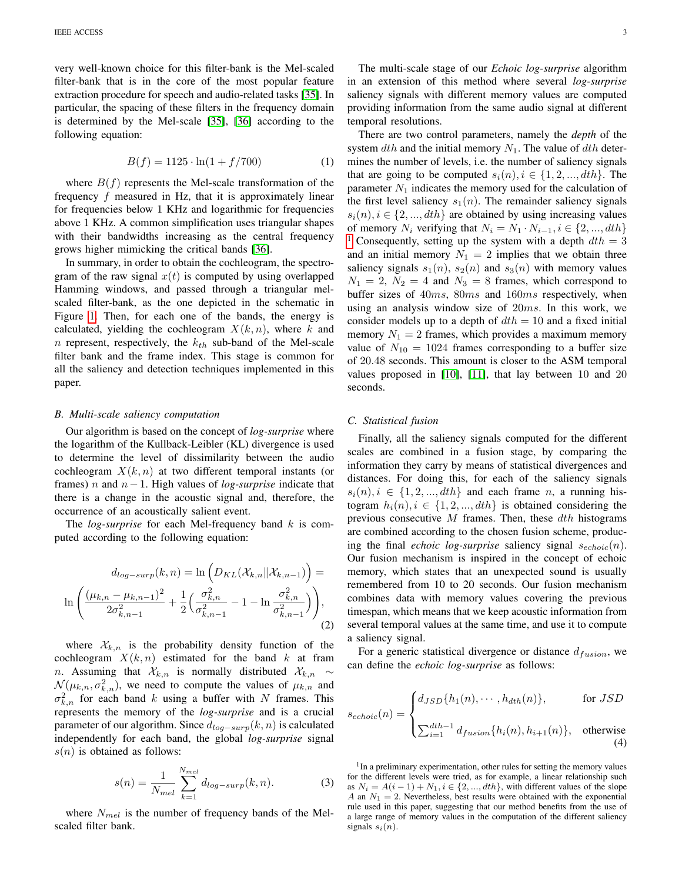very well-known choice for this filter-bank is the Mel-scaled filter-bank that is in the core of the most popular feature extraction procedure for speech and audio-related tasks [35]. In particular, the spacing of these filters in the frequency domain is determined by the Mel-scale [35], [36] according to the following equation:

$$B(f) = 1125 \cdot \ln(1 + f/700) \tag{1}$$

where $B(f)$ represents the Mel-scale transformation of the frequency $f$ measured in Hz, that it is approximately linear for frequencies below 1 KHz and logarithmic for frequencies above 1 KHz. A common simplification uses triangular shapes with their bandwidths increasing as the central frequency grows higher mimicking the critical bands [36].

In summary, in order to obtain the cochleogram, the spectrogram of the raw signal $x(t)$ is computed by using overlapped Hamming windows, and passed through a triangular mel-scaled filter-bank, as the one depicted in the schematic in Figure 1. Then, for each one of the bands, the energy is calculated, yielding the cochleogram $X(k, n)$, where $k$ and $n$ represent, respectively, the $k_{th}$ sub-band of the Mel-scale filter bank and the frame index. This stage is common for all the saliency and detection techniques implemented in this paper.

### B. Multi-scale saliency computation

Our algorithm is based on the concept of *log-surprise* where the logarithm of the Kullback-Leibler (KL) divergence is used to determine the level of dissimilarity between the audio cochleogram $X(k, n)$ at two different temporal instants (or frames) $n$ and $n-1$. High values of *log-surprise* indicate that there is a change in the acoustic signal and, therefore, the occurrence of an acoustically salient event.

The *log-surprise* for each Mel-frequency band $k$ is computed according to the following equation:

$$d_{log-surp}(k, n) = \ln\left(D_{KL}(\mathcal{X}_{k,n} \| \mathcal{X}_{k,n-1})\right) = \ln\left(\frac{(\mu_{k,n} - \mu_{k,n-1})^2}{2\sigma^2_{k,n-1}} + \frac{1}{2}\Big(\frac{\sigma^2_{k,n}}{\sigma^2_{k,n-1}} - 1 - \ln\frac{\sigma^2_{k,n}}{\sigma^2_{k,n-1}}\Big)\right), \tag{2}$$

where $\mathcal{X}_{k,n}$ is the probability density function of the cochleogram $X(k, n)$ estimated for the band $k$ at fram $n$. Assuming that $\mathcal{X}_{k,n}$ is normally distributed $\mathcal{X}_{k,n} \sim \mathcal{N}(\mu_{k,n}, \sigma^2_{k,n})$, we need to compute the values of $\mu_{k,n}$ and $\sigma^2_{k,n}$ for each band $k$ using a buffer with $N$ frames. This represents the memory of the *log-surprise* and is a crucial parameter of our algorithm. Since $d_{log-surp}(k, n)$ is calculated independently for each band, the global *log-surprise* signal $s(n)$ is obtained as follows:

$$s(n) = \frac{1}{N_{mel}} \sum_{k=1}^{N_{mel}} d_{log-surp}(k, n). \tag{3}$$

where $N_{mel}$ is the number of frequency bands of the Mel-scaled filter bank.

The multi-scale stage of our *Echoic log-surprise* algorithm in an extension of this method where several *log-surprise* saliency signals with different memory values are computed providing information from the same audio signal at different temporal resolutions.

There are two control parameters, namely the *depth* of the system $dth$ and the initial memory $N_1$. The value of $dth$ determines the number of levels, i.e. the number of saliency signals that are going to be computed $s_i(n), i \in \{1, 2, ..., dth\}$. The parameter $N_1$ indicates the memory used for the calculation of the first level saliency $s_1(n)$. The remainder saliency signals $s_i(n), i \in \{2, ..., dth\}$ are obtained by using increasing values of memory $N_i$ verifying that $N_i = N_1 \cdot N_{i-1}, i \in \{2, ..., dth\}$ [1] Consequently, setting up the system with a depth $dth = 3$ and an initial memory $N_1 = 2$ implies that we obtain three saliency signals $s_1(n)$, $s_2(n)$ and $s_3(n)$ with memory values $N_1 = 2$, $N_2 = 4$ and $N_3 = 8$ frames, which correspond to buffer sizes of $40ms$, $80ms$ and $160ms$ respectively, when using an analysis window size of $20ms$. In this work, we consider models up to a depth of $dth = 10$ and a fixed initial memory $N_1 = 2$ frames, which provides a maximum memory value of $N_{10} = 1024$ frames corresponding to a buffer size of 20.48 seconds. This amount is closer to the ASM temporal values proposed in [10], [11], that lay between 10 and 20 seconds.

### C. Statistical fusion

Finally, all the saliency signals computed for the different scales are combined in a fusion stage, by comparing the information they carry by means of statistical divergences and distances. For doing this, for each of the saliency signals $s_i(n), i \in \{1, 2, ..., dth\}$ and each frame $n$, a running histogram $h_i(n), i \in \{1, 2, ..., dth\}$ is obtained considering the previous consecutive $M$ frames. Then, these $dth$ histograms are combined according to the chosen fusion scheme, producing the final *echoic log-surprise* saliency signal $s_{echoic}(n)$. Our fusion mechanism is inspired in the concept of echoic memory, which states that an unexpected sound is usually remembered from 10 to 20 seconds. Our fusion mechanism combines data with memory values covering the previous timespan, which means that we keep acoustic information from several temporal values at the same time, and use it to compute a saliency signal.

For a generic statistical divergence or distance $d_{fusion}$, we can define the *echoic log-surprise* as follows:

$$s_{echoic}(n) = \begin{cases} d_{JSD}\{h_1(n), \cdots, h_{dth}(n)\}, & \text{for } JSD \\ \sum_{i=1}^{dth-1} d_{fusion}\{h_i(n), h_{i+1}(n)\}, & \text{otherwise} \end{cases} \tag{4}$$

[1] In a preliminary experimentation, other rules for setting the memory values for the different levels were tried, as for example, a linear relationship such as $N_i = A(i-1) + N_1, i \in \{2, ..., dth\}$, with different values of the slope $A$ an $N_1 = 2$. Nevertheless, best results were obtained with the exponential rule used in this paper, suggesting that our method benefits from the use of a large range of memory values in the computation of the different saliency signals $s_i(n)$.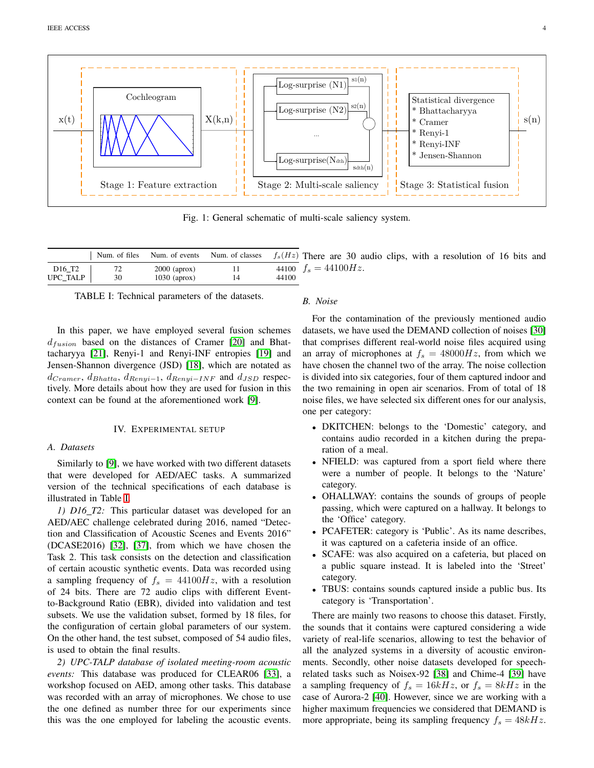Fig. 1: General schematic of multi-scale saliency system.

|  | Num. of files | Num. of events | Num. of classes | $f_s(Hz)$ |
|---|---|---|---|---|
| D16_T2 | 72 | 2000 (aprox) | 11 | 44100 |
| UPC_TALP | 30 | 1030 (aprox) | 14 | 44100 |

TABLE I: Technical parameters of the datasets.

In this paper, we have employed several fusion schemes $d_{fusion}$ based on the distances of Cramer [20] and Bhattacharyya [21], Renyi-1 and Renyi-INF entropies [19] and Jensen-Shannon divergence (JSD) [18], which are notated as $d_{Cramer}$, $d_{Bhatta}$, $d_{Renyi-1}$, $d_{Renyi-INF}$ and $d_{JSD}$ respectively. More details about how they are used for fusion in this context can be found at the aforementioned work [9].

## IV. Experimental setup

### A. Datasets

Similarly to [9], we have worked with two different datasets that were developed for AED/AEC tasks. A summarized version of the technical specifications of each database is illustrated in Table I.

*1) D16_T2:* This particular dataset was developed for an AED/AEC challenge celebrated during 2016, named "Detection and Classification of Acoustic Scenes and Events 2016" (DCASE2016) [32], [37], from which we have chosen the Task 2. This task consists on the detection and classification of certain acoustic synthetic events. Data was recorded using a sampling frequency of $f_s = 44100Hz$, with a resolution of 24 bits. There are 72 audio clips with different Event-to-Background Ratio (EBR), divided into validation and test subsets. We use the validation subset, formed by 18 files, for the configuration of certain global parameters of our system. On the other hand, the test subset, composed of 54 audio files, is used to obtain the final results.

*2) UPC-TALP database of isolated meeting-room acoustic events:* This database was produced for CLEAR06 [33], a workshop focused on AED, among other tasks. This database was recorded with an array of microphones. We chose to use the one defined as number three for our experiments since this was the one employed for labeling the acoustic events. There are 30 audio clips, with a resolution of 16 bits and $f_s = 44100Hz$.

### B. Noise

For the contamination of the previously mentioned audio datasets, we have used the DEMAND collection of noises [30] that comprises different real-world noise files acquired using an array of microphones at $f_s = 48000Hz$, from which we have chosen the channel two of the array. The noise collection is divided into six categories, four of them captured indoor and the two remaining in open air scenarios. From of total of 18 noise files, we have selected six different ones for our analysis, one per category:

- DKITCHEN: belongs to the 'Domestic' category, and contains audio recorded in a kitchen during the preparation of a meal.
- NFIELD: was captured from a sport field where there were a number of people. It belongs to the 'Nature' category.
- OHALLWAY: contains the sounds of groups of people passing, which were captured on a hallway. It belongs to the 'Office' category.
- PCAFETER: category is 'Public'. As its name describes, it was captured on a cafeteria inside of an office.
- SCAFE: was also acquired on a cafeteria, but placed on a public square instead. It is labeled into the 'Street' category.
- TBUS: contains sounds captured inside a public bus. Its category is 'Transportation'.

There are mainly two reasons to choose this dataset. Firstly, the sounds that it contains were captured considering a wide variety of real-life scenarios, allowing to test the behavior of all the analyzed systems in a diversity of acoustic environments. Secondly, other noise datasets developed for speech-related tasks such as Noisex-92 [38] and Chime-4 [39] have a sampling frequency of $f_s = 16kHz$, or $f_s = 8kHz$ in the case of Aurora-2 [40]. However, since we are working with a higher maximum frequencies we considered that DEMAND is more appropriate, being its sampling frequency $f_s = 48kHz$.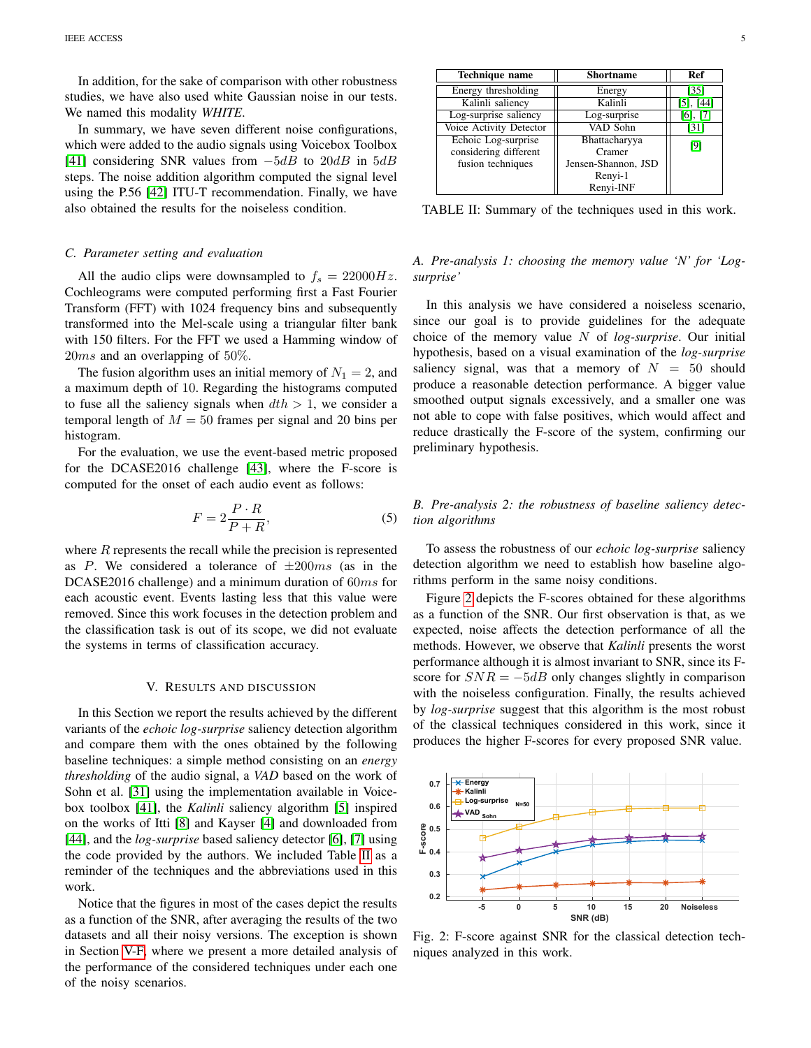In addition, for the sake of comparison with other robustness studies, we have also used white Gaussian noise in our tests. We named this modality *WHITE*.

In summary, we have seven different noise configurations, which were added to the audio signals using Voicebox Toolbox [41] considering SNR values from $-5dB$ to $20dB$ in $5dB$ steps. The noise addition algorithm computed the signal level using the P.56 [42] ITU-T recommendation. Finally, we have also obtained the results for the noiseless condition.

### C. Parameter setting and evaluation

All the audio clips were downsampled to $f_s = 22000Hz$. Cochleograms were computed performing first a Fast Fourier Transform (FFT) with 1024 frequency bins and subsequently transformed into the Mel-scale using a triangular filter bank with 150 filters. For the FFT we used a Hamming window of $20ms$ and an overlapping of $50\%$.

The fusion algorithm uses an initial memory of $N_1 = 2$, and a maximum depth of 10. Regarding the histograms computed to fuse all the saliency signals when $dth > 1$, we consider a temporal length of $M = 50$ frames per signal and 20 bins per histogram.

For the evaluation, we use the event-based metric proposed for the DCASE2016 challenge [43], where the F-score is computed for the onset of each audio event as follows:

$$F = 2\frac{P \cdot R}{P + R}, \tag{5}$$

where $R$ represents the recall while the precision is represented as $P$. We considered a tolerance of $\pm 200ms$ (as in the DCASE2016 challenge) and a minimum duration of $60ms$ for each acoustic event. Events lasting less that this value were removed. Since this work focuses in the detection problem and the classification task is out of its scope, we did not evaluate the systems in terms of classification accuracy.

## V. Results and Discussion

In this Section we report the results achieved by the different variants of the *echoic log-surprise* saliency detection algorithm and compare them with the ones obtained by the following baseline techniques: a simple method consisting on an *energy thresholding* of the audio signal, a *VAD* based on the work of Sohn et al. [31] using the implementation available in Voicebox toolbox [41], the *Kalinli* saliency algorithm [5] inspired on the works of Itti [8] and Kayser [4] and downloaded from [44], and the *log-surprise* based saliency detector [6], [7] using the code provided by the authors. We included Table II as a reminder of the techniques and the abbreviations used in this work.

Notice that the figures in most of the cases depict the results as a function of the SNR, after averaging the results of the two datasets and all their noisy versions. The exception is shown in Section V-F, where we present a more detailed analysis of the performance of the considered techniques under each one of the noisy scenarios.

| Technique name | Shortname | Ref |
|---|---|---|
| Energy thresholding | Energy | [35] |
| Kalinli saliency | Kalinli | [5], [44] |
| Log-surprise saliency | Log-surprise | [6], [7] |
| Voice Activity Detector | VAD Sohn | [31] |
| Echoic Log-surprise considering different fusion techniques | Bhattacharyya<br>Cramer<br>Jensen-Shannon, JSD<br>Renyi-1<br>Renyi-INF | [9] |

TABLE II: Summary of the techniques used in this work.

### A. Pre-analysis 1: choosing the memory value 'N' for 'Log-surprise'

In this analysis we have considered a noiseless scenario, since our goal is to provide guidelines for the adequate choice of the memory value $N$ of *log-surprise*. Our initial hypothesis, based on a visual examination of the *log-surprise* saliency signal, was that a memory of $N = 50$ should produce a reasonable detection performance. A bigger value smoothed output signals excessively, and a smaller one was not able to cope with false positives, which would affect and reduce drastically the F-score of the system, confirming our preliminary hypothesis.

### B. Pre-analysis 2: the robustness of baseline saliency detection algorithms

To assess the robustness of our *echoic log-surprise* saliency detection algorithm we need to establish how baseline algorithms perform in the same noisy conditions.

Figure 2 depicts the F-scores obtained for these algorithms as a function of the SNR. Our first observation is that, as we expected, noise affects the detection performance of all the methods. However, we observe that *Kalinli* presents the worst performance although it is almost invariant to SNR, since its F-score for $SNR = -5dB$ only changes slightly in comparison with the noiseless configuration. Finally, the results achieved by *log-surprise* suggest that this algorithm is the most robust of the classical techniques considered in this work, since it produces the higher F-scores for every proposed SNR value.

Fig. 2: F-score against SNR for the classical detection techniques analyzed in this work.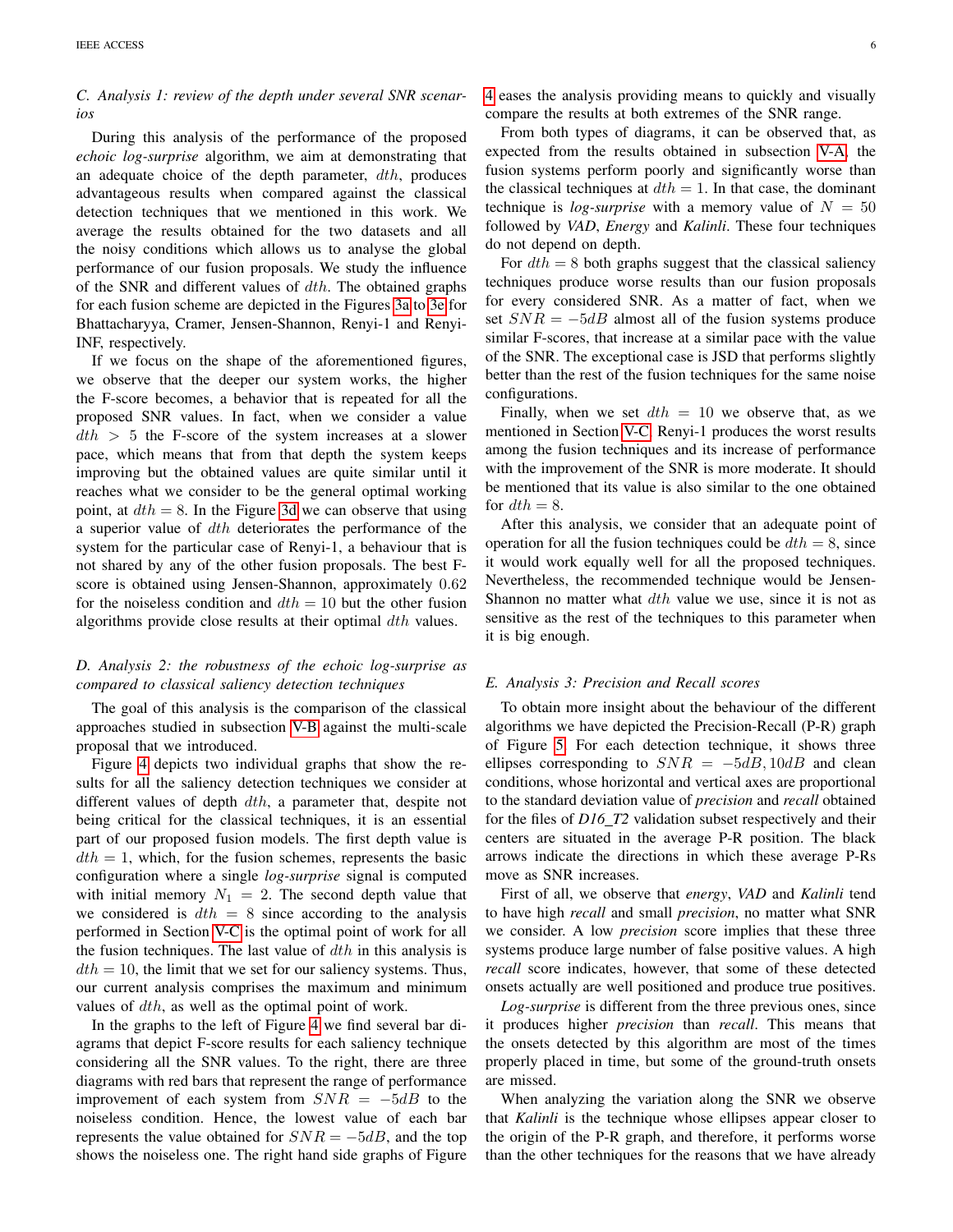### C. Analysis 1: review of the depth under several SNR scenarios

During this analysis of the performance of the proposed *echoic log-surprise* algorithm, we aim at demonstrating that an adequate choice of the depth parameter, $dth$, produces advantageous results when compared against the classical detection techniques that we mentioned in this work. We average the results obtained for the two datasets and all the noisy conditions which allows us to analyse the global performance of our fusion proposals. We study the influence of the SNR and different values of $dth$. The obtained graphs for each fusion scheme are depicted in the Figures 3a to 3e for Bhattacharyya, Cramer, Jensen-Shannon, Renyi-1 and Renyi-INF, respectively.

If we focus on the shape of the aforementioned figures, we observe that the deeper our system works, the higher the F-score becomes, a behavior that is repeated for all the proposed SNR values. In fact, when we consider a value $dth > 5$ the F-score of the system increases at a slower pace, which means that from that depth the system keeps improving but the obtained values are quite similar until it reaches what we consider to be the general optimal working point, at $dth = 8$. In the Figure 3d we can observe that using a superior value of $dth$ deteriorates the performance of the system for the particular case of Renyi-1, a behaviour that is not shared by any of the other fusion proposals. The best F-score is obtained using Jensen-Shannon, approximately $0.62$ for the noiseless condition and $dth = 10$ but the other fusion algorithms provide close results at their optimal $dth$ values.

### D. Analysis 2: the robustness of the echoic log-surprise as compared to classical saliency detection techniques

The goal of this analysis is the comparison of the classical approaches studied in subsection V-B against the multi-scale proposal that we introduced.

Figure 4 depicts two individual graphs that show the results for all the saliency detection techniques we consider at different values of depth $dth$, a parameter that, despite not being critical for the classical techniques, it is an essential part of our proposed fusion models. The first depth value is $dth = 1$, which, for the fusion schemes, represents the basic configuration where a single *log-surprise* signal is computed with initial memory $N_1 = 2$. The second depth value that we considered is $dth = 8$ since according to the analysis performed in Section V-C is the optimal point of work for all the fusion techniques. The last value of $dth$ in this analysis is $dth = 10$, the limit that we set for our saliency systems. Thus, our current analysis comprises the maximum and minimum values of $dth$, as well as the optimal point of work.

In the graphs to the left of Figure 4 we find several bar diagrams that depict F-score results for each saliency technique considering all the SNR values. To the right, there are three diagrams with red bars that represent the range of performance improvement of each system from $SNR = -5dB$ to the noiseless condition. Hence, the lowest value of each bar represents the value obtained for $SNR = -5dB$, and the top shows the noiseless one. The right hand side graphs of Figure 4 eases the analysis providing means to quickly and visually compare the results at both extremes of the SNR range.

From both types of diagrams, it can be observed that, as expected from the results obtained in subsection V-A, the fusion systems perform poorly and significantly worse than the classical techniques at $dth = 1$. In that case, the dominant technique is *log-surprise* with a memory value of $N = 50$ followed by *VAD*, *Energy* and *Kalinli*. These four techniques do not depend on depth.

For $dth = 8$ both graphs suggest that the classical saliency techniques produce worse results than our fusion proposals for every considered SNR. As a matter of fact, when we set $SNR = -5dB$ almost all of the fusion systems produce similar F-scores, that increase at a similar pace with the value of the SNR. The exceptional case is JSD that performs slightly better than the rest of the fusion techniques for the same noise configurations.

Finally, when we set $dth = 10$ we observe that, as we mentioned in Section V-C, Renyi-1 produces the worst results among the fusion techniques and its increase of performance with the improvement of the SNR is more moderate. It should be mentioned that its value is also similar to the one obtained for $dth = 8$.

After this analysis, we consider that an adequate point of operation for all the fusion techniques could be $dth = 8$, since it would work equally well for all the proposed techniques. Nevertheless, the recommended technique would be Jensen-Shannon no matter what $dth$ value we use, since it is not as sensitive as the rest of the techniques to this parameter when it is big enough.

### E. Analysis 3: Precision and Recall scores

To obtain more insight about the behaviour of the different algorithms we have depicted the Precision-Recall (P-R) graph of Figure 5. For each detection technique, it shows three ellipses corresponding to $SNR = -5dB, 10dB$ and clean conditions, whose horizontal and vertical axes are proportional to the standard deviation value of *precision* and *recall* obtained for the files of *D16_T2* validation subset respectively and their centers are situated in the average P-R position. The black arrows indicate the directions in which these average P-Rs move as SNR increases.

First of all, we observe that *energy*, *VAD* and *Kalinli* tend to have high *recall* and small *precision*, no matter what SNR we consider. A low *precision* score implies that these three systems produce large number of false positive values. A high *recall* score indicates, however, that some of these detected onsets actually are well positioned and produce true positives.

*Log-surprise* is different from the three previous ones, since it produces higher *precision* than *recall*. This means that the onsets detected by this algorithm are most of the times properly placed in time, but some of the ground-truth onsets are missed.

When analyzing the variation along the SNR we observe that *Kalinli* is the technique whose ellipses appear closer to the origin of the P-R graph, and therefore, it performs worse than the other techniques for the reasons that we have already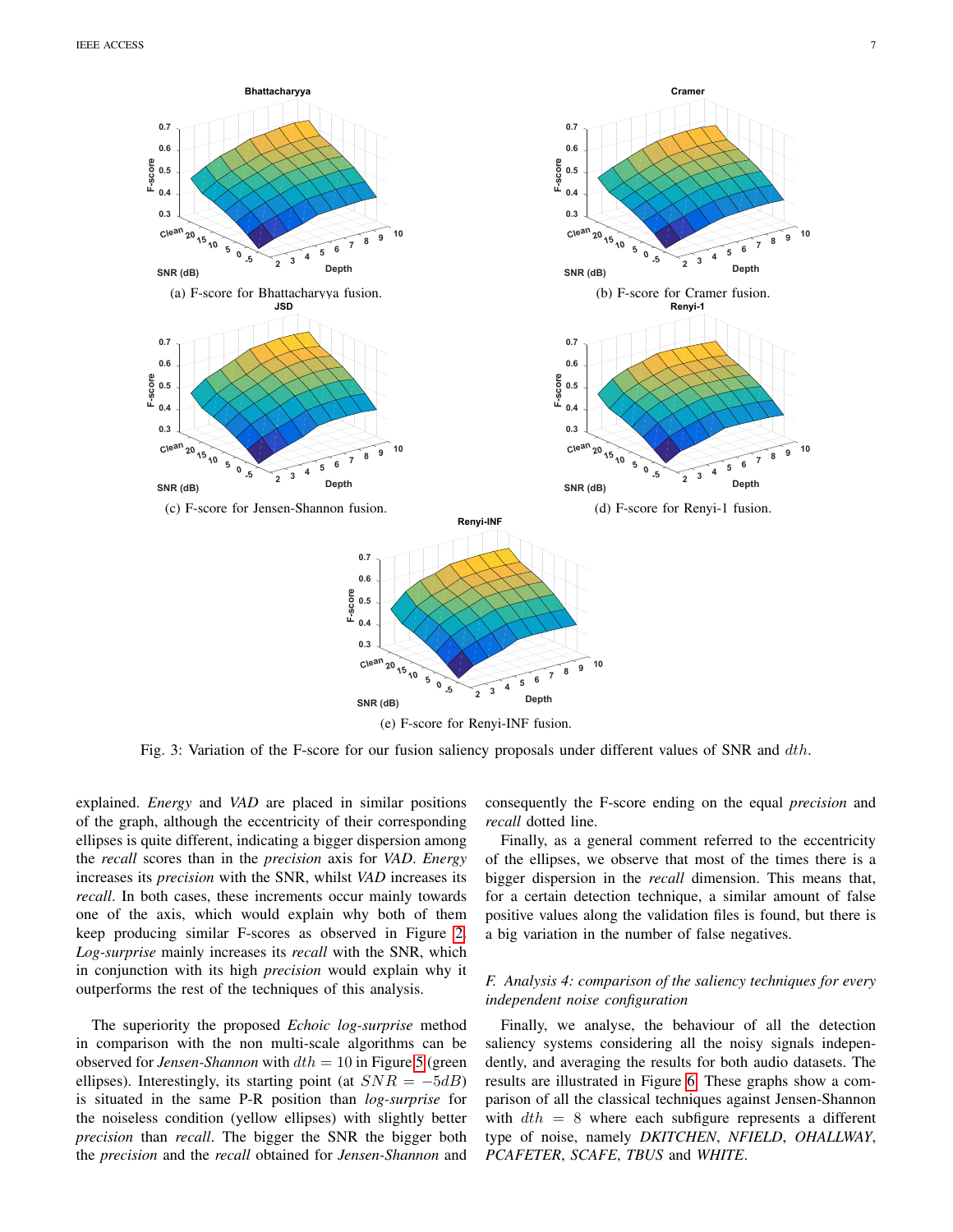(a) F-score for Bhattacharyya fusion.

(b) F-score for Cramer fusion.

(c) F-score for Jensen-Shannon fusion.

(d) F-score for Renyi-1 fusion.

(e) F-score for Renyi-INF fusion.

Fig. 3: Variation of the F-score for our fusion saliency proposals under different values of SNR and $dth$.

explained. *Energy* and *VAD* are placed in similar positions of the graph, although the eccentricity of their corresponding ellipses is quite different, indicating a bigger dispersion among the *recall* scores than in the *precision* axis for *VAD*. *Energy* increases its *precision* with the SNR, whilst *VAD* increases its *recall*. In both cases, these increments occur mainly towards one of the axis, which would explain why both of them keep producing similar F-scores as observed in Figure 2. *Log-surprise* mainly increases its *recall* with the SNR, which in conjunction with its high *precision* would explain why it outperforms the rest of the techniques of this analysis.

The superiority the proposed *Echoic log-surprise* method in comparison with the non multi-scale algorithms can be observed for *Jensen-Shannon* with $dth = 10$ in Figure 5 (green ellipses). Interestingly, its starting point (at $SNR = -5dB$) is situated in the same P-R position than *log-surprise* for the noiseless condition (yellow ellipses) with slightly better *precision* than *recall*. The bigger the SNR the bigger both the *precision* and the *recall* obtained for *Jensen-Shannon* and consequently the F-score ending on the equal *precision* and *recall* dotted line.

Finally, as a general comment referred to the eccentricity of the ellipses, we observe that most of the times there is a bigger dispersion in the *recall* dimension. This means that, for a certain detection technique, a similar amount of false positive values along the validation files is found, but there is a big variation in the number of false negatives.

### F. Analysis 4: comparison of the saliency techniques for every independent noise configuration

Finally, we analyse, the behaviour of all the detection saliency systems considering all the noisy signals independently, and averaging the results for both audio datasets. The results are illustrated in Figure 6. These graphs show a comparison of all the classical techniques against Jensen-Shannon with $dth = 8$ where each subfigure represents a different type of noise, namely *DKITCHEN*, *NFIELD*, *OHALLWAY*, *PCAFETER*, *SCAFE*, *TBUS* and *WHITE*.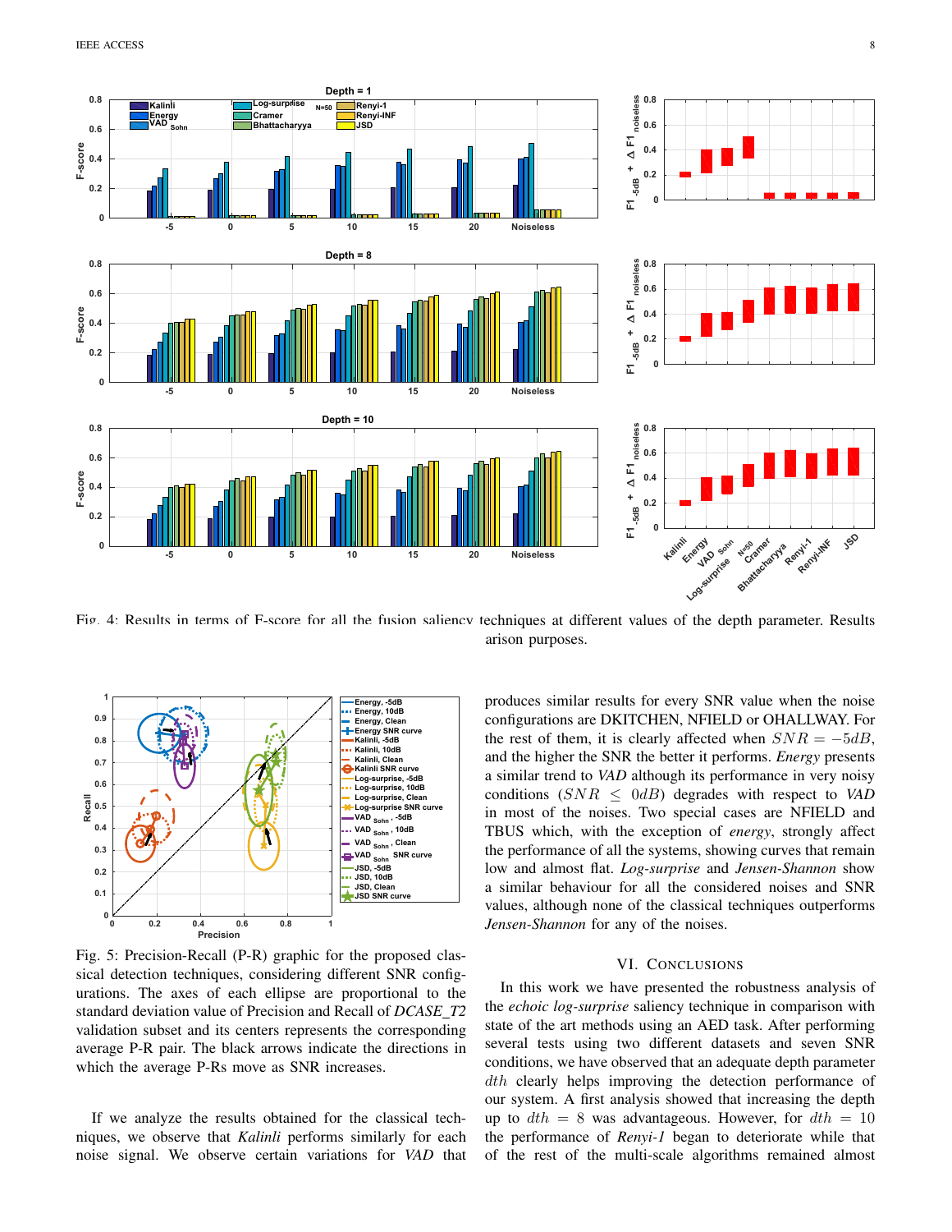Fig. 4: Results in terms of F-score for all the fusion saliency techniques at different values of the depth parameter. Results ... arison purposes.

Fig. 5: Precision-Recall (P-R) graphic for the proposed classical detection techniques, considering different SNR configurations. The axes of each ellipse are proportional to the standard deviation value of Precision and Recall of *DCASE_T2* validation subset and its centers represents the corresponding average P-R pair. The black arrows indicate the directions in which the average P-Rs move as SNR increases.

If we analyze the results obtained for the classical techniques, we observe that *Kalinli* performs similarly for each noise signal. We observe certain variations for *VAD* that produces similar results for every SNR value when the noise configurations are DKITCHEN, NFIELD or OHALLWAY. For the rest of them, it is clearly affected when $SNR = -5dB$, and the higher the SNR the better it performs. *Energy* presents a similar trend to *VAD* although its performance in very noisy conditions ($SNR \leq 0dB$) degrades with respect to *VAD* in most of the noises. Two special cases are NFIELD and TBUS which, with the exception of *energy*, strongly affect the performance of all the systems, showing curves that remain low and almost flat. *Log-surprise* and *Jensen-Shannon* show a similar behaviour for all the considered noises and SNR values, although none of the classical techniques outperforms *Jensen-Shannon* for any of the noises.

## VI. Conclusions

In this work we have presented the robustness analysis of the *echoic log-surprise* saliency technique in comparison with state of the art methods using an AED task. After performing several tests using two different datasets and seven SNR conditions, we have observed that an adequate depth parameter $dth$ clearly helps improving the detection performance of our system. A first analysis showed that increasing the depth up to $dth = 8$ was advantageous. However, for $dth = 10$ the performance of *Renyi-1* began to deteriorate while that of the rest of the multi-scale algorithms remained almost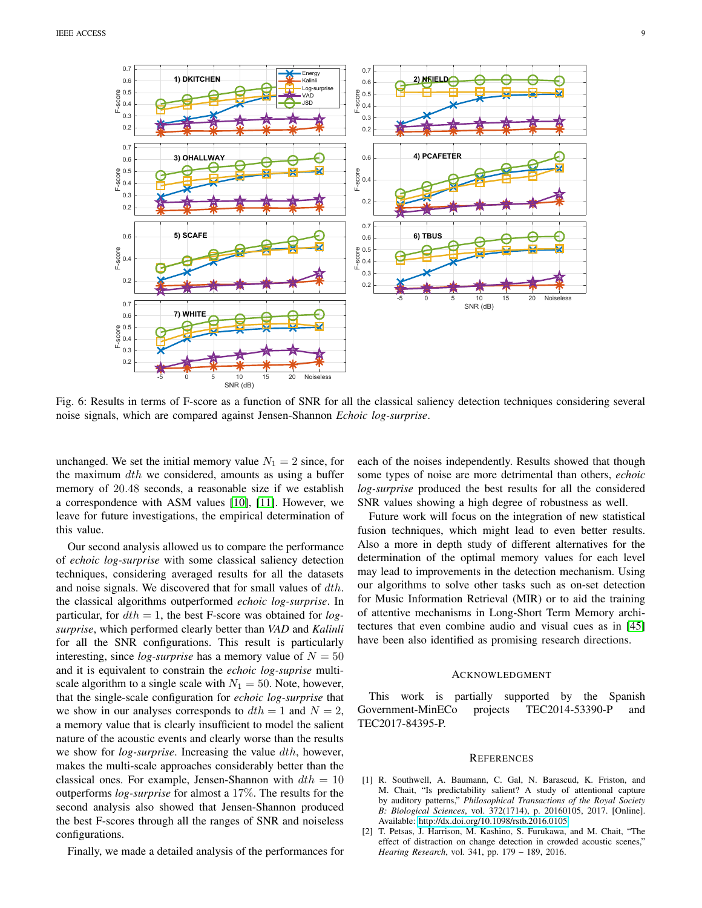Fig. 6: Results in terms of F-score as a function of SNR for all the classical saliency detection techniques considering several noise signals, which are compared against Jensen-Shannon *Echoic log-surprise*.

unchanged. We set the initial memory value $N_1 = 2$ since, for the maximum $dth$ we considered, amounts as using a buffer memory of 20.48 seconds, a reasonable size if we establish a correspondence with ASM values [10], [11]. However, we leave for future investigations, the empirical determination of this value.

Our second analysis allowed us to compare the performance of *echoic log-surprise* with some classical saliency detection techniques, considering averaged results for all the datasets and noise signals. We discovered that for small values of $dth$. the classical algorithms outperformed *echoic log-surprise*. In particular, for $dth = 1$, the best F-score was obtained for *log-surprise*, which performed clearly better than *VAD* and *Kalinli* for all the SNR configurations. This result is particularly interesting, since *log-surprise* has a memory value of $N = 50$ and it is equivalent to constrain the *echoic log-suprise* multi-scale algorithm to a single scale with $N_1 = 50$. Note, however, that the single-scale configuration for *echoic log-surprise* that we show in our analyses corresponds to $dth = 1$ and $N = 2$, a memory value that is clearly insufficient to model the salient nature of the acoustic events and clearly worse than the results we show for *log-surprise*. Increasing the value $dth$, however, makes the multi-scale approaches considerably better than the classical ones. For example, Jensen-Shannon with $dth = 10$ outperforms *log-surprise* for almost a 17%. The results for the second analysis also showed that Jensen-Shannon produced the best F-scores through all the ranges of SNR and noiseless configurations.

Finally, we made a detailed analysis of the performances for each of the noises independently. Results showed that though some types of noise are more detrimental than others, *echoic log-surprise* produced the best results for all the considered SNR values showing a high degree of robustness as well.

Future work will focus on the integration of new statistical fusion techniques, which might lead to even better results. Also a more in depth study of different alternatives for the determination of the optimal memory values for each level may lead to improvements in the detection mechanism. Using our algorithms to solve other tasks such as on-set detection for Music Information Retrieval (MIR) or to aid the training of attentive mechanisms in Long-Short Term Memory architectures that even combine audio and visual cues as in [45] have been also identified as promising research directions.

## Acknowledgment

This work is partially supported by the Spanish Government-MinECo projects TEC2014-53390-P and TEC2017-84395-P.

## References

[1] R. Southwell, A. Baumann, C. Gal, N. Barascud, K. Friston, and M. Chait, "Is predictability salient? A study of attentional capture by auditory patterns," *Philosophical Transactions of the Royal Society B: Biological Sciences*, vol. 372(1714), p. 20160105, 2017. [Online]. Available: http://dx.doi.org/10.1098/rstb.2016.0105

[2] T. Petsas, J. Harrison, M. Kashino, S. Furukawa, and M. Chait, "The effect of distraction on change detection in crowded acoustic scenes," *Hearing Research*, vol. 341, pp. 179 – 189, 2016.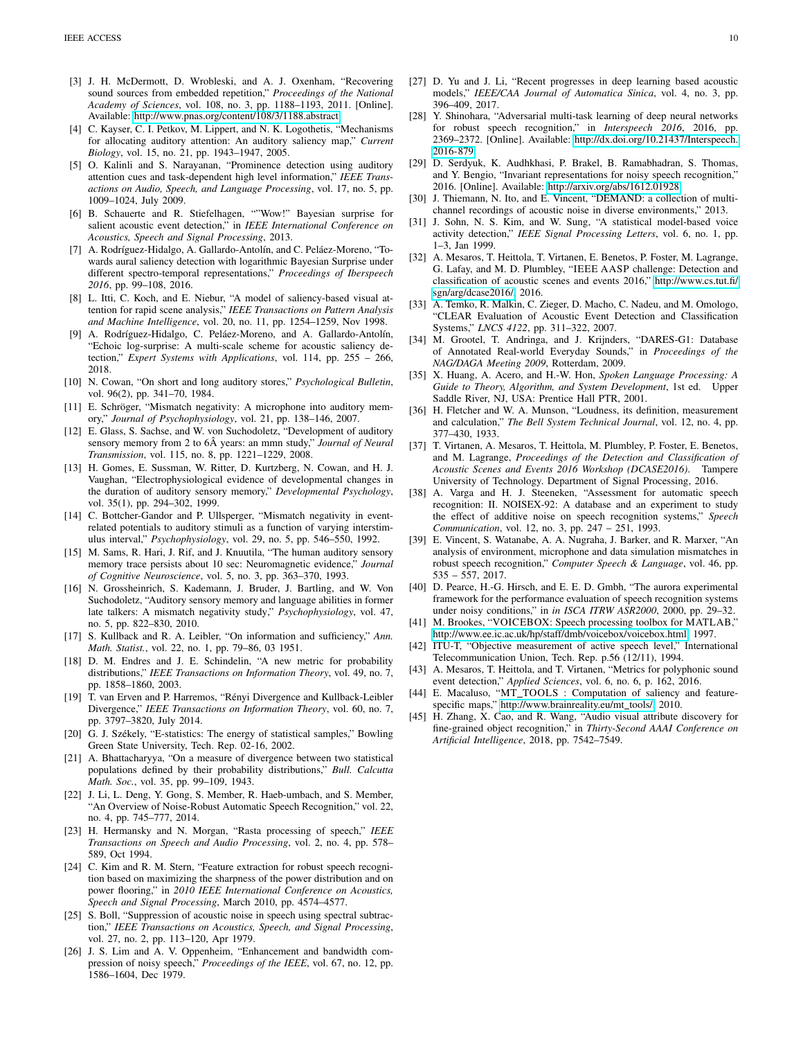[3] J. H. McDermott, D. Wrobleski, and A. J. Oxenham, "Recovering sound sources from embedded repetition," *Proceedings of the National Academy of Sciences*, vol. 108, no. 3, pp. 1188–1193, 2011. [Online]. Available: http://www.pnas.org/content/108/3/1188.abstract

[4] C. Kayser, C. I. Petkov, M. Lippert, and N. K. Logothetis, "Mechanisms for allocating auditory attention: An auditory saliency map," *Current Biology*, vol. 15, no. 21, pp. 1943–1947, 2005.

[5] O. Kalinli and S. Narayanan, "Prominence detection using auditory attention cues and task-dependent high level information," *IEEE Transactions on Audio, Speech, and Language Processing*, vol. 17, no. 5, pp. 1009–1024, July 2009.

[6] B. Schauerte and R. Stiefelhagen, ""Wow!" Bayesian surprise for salient acoustic event detection," in *IEEE International Conference on Acoustics, Speech and Signal Processing*, 2013.

[7] A. Rodríguez-Hidalgo, A. Gallardo-Antolín, and C. Peláez-Moreno, "Towards aural saliency detection with logarithmic Bayesian Surprise under different spectro-temporal representations," *Proceedings of Iberspeech 2016*, pp. 99–108, 2016.

[8] L. Itti, C. Koch, and E. Niebur, "A model of saliency-based visual attention for rapid scene analysis," *IEEE Transactions on Pattern Analysis and Machine Intelligence*, vol. 20, no. 11, pp. 1254–1259, Nov 1998.

[9] A. Rodríguez-Hidalgo, C. Peláez-Moreno, and A. Gallardo-Antolín, "Echoic log-surprise: A multi-scale scheme for acoustic saliency detection," *Expert Systems with Applications*, vol. 114, pp. 255 – 266, 2018.

[10] N. Cowan, "On short and long auditory stores," *Psychological Bulletin*, vol. 96(2), pp. 341–70, 1984.

[11] E. Schröger, "Mismatch negativity: A microphone into auditory memory," *Journal of Psychophysiology*, vol. 21, pp. 138–146, 2007.

[12] E. Glass, S. Sachse, and W. von Suchodoletz, "Development of auditory sensory memory from 2 to 6Â years: an mmn study," *Journal of Neural Transmission*, vol. 115, no. 8, pp. 1221–1229, 2008.

[13] H. Gomes, E. Sussman, W. Ritter, D. Kurtzberg, N. Cowan, and H. J. Vaughan, "Electrophysiological evidence of developmental changes in the duration of auditory sensory memory," *Developmental Psychology*, vol. 35(1), pp. 294–302, 1999.

[14] C. Bottcher-Gandor and P. Ullsperger, "Mismatch negativity in event-related potentials to auditory stimuli as a function of varying interstimulus interval," *Psychophysiology*, vol. 29, no. 5, pp. 546–550, 1992.

[15] M. Sams, R. Hari, J. Rif, and J. Knuutila, "The human auditory sensory memory trace persists about 10 sec: Neuromagnetic evidence," *Journal of Cognitive Neuroscience*, vol. 5, no. 3, pp. 363–370, 1993.

[16] N. Grossheinrich, S. Kademann, J. Bruder, J. Bartling, and W. Von Suchodoletz, "Auditory sensory memory and language abilities in former late talkers: A mismatch negativity study," *Psychophysiology*, vol. 47, no. 5, pp. 822–830, 2010.

[17] S. Kullback and R. A. Leibler, "On information and sufficiency," *Ann. Math. Statist.*, vol. 22, no. 1, pp. 79–86, 03 1951.

[18] D. M. Endres and J. E. Schindelin, "A new metric for probability distributions," *IEEE Transactions on Information Theory*, vol. 49, no. 7, pp. 1858–1860, 2003.

[19] T. van Erven and P. Harremos, "Rényi Divergence and Kullback-Leibler Divergence," *IEEE Transactions on Information Theory*, vol. 60, no. 7, pp. 3797–3820, July 2014.

[20] G. J. Székely, "E-statistics: The energy of statistical samples," Bowling Green State University, Tech. Rep. 02-16, 2002.

[21] A. Bhattacharyya, "On a measure of divergence between two statistical populations defined by their probability distributions," *Bull. Calcutta Math. Soc.*, vol. 35, pp. 99–109, 1943.

[22] J. Li, L. Deng, Y. Gong, S. Member, R. Haeb-umbach, and S. Member, "An Overview of Noise-Robust Automatic Speech Recognition," vol. 22, no. 4, pp. 745–777, 2014.

[23] H. Hermansky and N. Morgan, "Rasta processing of speech," *IEEE Transactions on Speech and Audio Processing*, vol. 2, no. 4, pp. 578–589, Oct 1994.

[24] C. Kim and R. M. Stern, "Feature extraction for robust speech recognition based on maximizing the sharpness of the power distribution and on power flooring," in *2010 IEEE International Conference on Acoustics, Speech and Signal Processing*, March 2010, pp. 4574–4577.

[25] S. Boll, "Suppression of acoustic noise in speech using spectral subtraction," *IEEE Transactions on Acoustics, Speech, and Signal Processing*, vol. 27, no. 2, pp. 113–120, Apr 1979.

[26] J. S. Lim and A. V. Oppenheim, "Enhancement and bandwidth compression of noisy speech," *Proceedings of the IEEE*, vol. 67, no. 12, pp. 1586–1604, Dec 1979.

[27] D. Yu and J. Li, "Recent progresses in deep learning based acoustic models," *IEEE/CAA Journal of Automatica Sinica*, vol. 4, no. 3, pp. 396–409, 2017.

[28] Y. Shinohara, "Adversarial multi-task learning of deep neural networks for robust speech recognition," in *Interspeech 2016*, 2016, pp. 2369–2372. [Online]. Available: http://dx.doi.org/10.21437/Interspeech.2016-879

[29] D. Serdyuk, K. Audhkhasi, P. Brakel, B. Ramabhadran, S. Thomas, and Y. Bengio, "Invariant representations for noisy speech recognition," 2016. [Online]. Available: http://arxiv.org/abs/1612.01928

[30] J. Thiemann, N. Ito, and E. Vincent, "DEMAND: a collection of multi-channel recordings of acoustic noise in diverse environments," 2013.

[31] J. Sohn, N. S. Kim, and W. Sung, "A statistical model-based voice activity detection," *IEEE Signal Processing Letters*, vol. 6, no. 1, pp. 1–3, Jan 1999.

[32] A. Mesaros, T. Heittola, T. Virtanen, E. Benetos, P. Foster, M. Lagrange, G. Lafay, and M. D. Plumbley, "IEEE AASP challenge: Detection and classification of acoustic scenes and events 2016," http://www.cs.tut.fi/sgn/arg/dcase2016/, 2016.

[33] A. Temko, R. Malkin, C. Zieger, D. Macho, C. Nadeu, and M. Omologo, "CLEAR Evaluation of Acoustic Event Detection and Classification Systems," *LNCS 4122*, pp. 311–322, 2007.

[34] M. Grootel, T. Andringa, and J. Krijnders, "DARES-G1: Database of Annotated Real-world Everyday Sounds," in *Proceedings of the NAG/DAGA Meeting 2009*, Rotterdam, 2009.

[35] X. Huang, A. Acero, and H.-W. Hon, *Spoken Language Processing: A Guide to Theory, Algorithm, and System Development*, 1st ed. Upper Saddle River, NJ, USA: Prentice Hall PTR, 2001.

[36] H. Fletcher and W. A. Munson, "Loudness, its definition, measurement and calculation," *The Bell System Technical Journal*, vol. 12, no. 4, pp. 377–430, 1933.

[37] T. Virtanen, A. Mesaros, T. Heittola, M. Plumbley, P. Foster, E. Benetos, and M. Lagrange, *Proceedings of the Detection and Classification of Acoustic Scenes and Events 2016 Workshop (DCASE2016)*. Tampere University of Technology. Department of Signal Processing, 2016.

[38] A. Varga and H. J. Steeneken, "Assessment for automatic speech recognition: II. NOISEX-92: A database and an experiment to study the effect of additive noise on speech recognition systems," *Speech Communication*, vol. 12, no. 3, pp. 247 – 251, 1993.

[39] E. Vincent, S. Watanabe, A. A. Nugraha, J. Barker, and R. Marxer, "An analysis of environment, microphone and data simulation mismatches in robust speech recognition," *Computer Speech & Language*, vol. 46, pp. 535 – 557, 2017.

[40] D. Pearce, H.-G. Hirsch, and E. E. D. Gmbh, "The aurora experimental framework for the performance evaluation of speech recognition systems under noisy conditions," in *in ISCA ITRW ASR2000*, 2000, pp. 29–32.

[41] M. Brookes, "VOICEBOX: Speech processing toolbox for MATLAB," http://www.ee.ic.ac.uk/hp/staff/dmb/voicebox/voicebox.html, 1997.

[42] ITU-T, "Objective measurement of active speech level," International Telecommunication Union, Tech. Rep. p.56 (12/11), 1994.

[43] A. Mesaros, T. Heittola, and T. Virtanen, "Metrics for polyphonic sound event detection," *Applied Sciences*, vol. 6, no. 6, p. 162, 2016.

[44] E. Macaluso, "MT_TOOLS : Computation of saliency and feature-specific maps," http://www.brainreality.eu/mt_tools/, 2010.

[45] H. Zhang, X. Cao, and R. Wang, "Audio visual attribute discovery for fine-grained object recognition," in *Thirty-Second AAAI Conference on Artificial Intelligence*, 2018, pp. 7542–7549.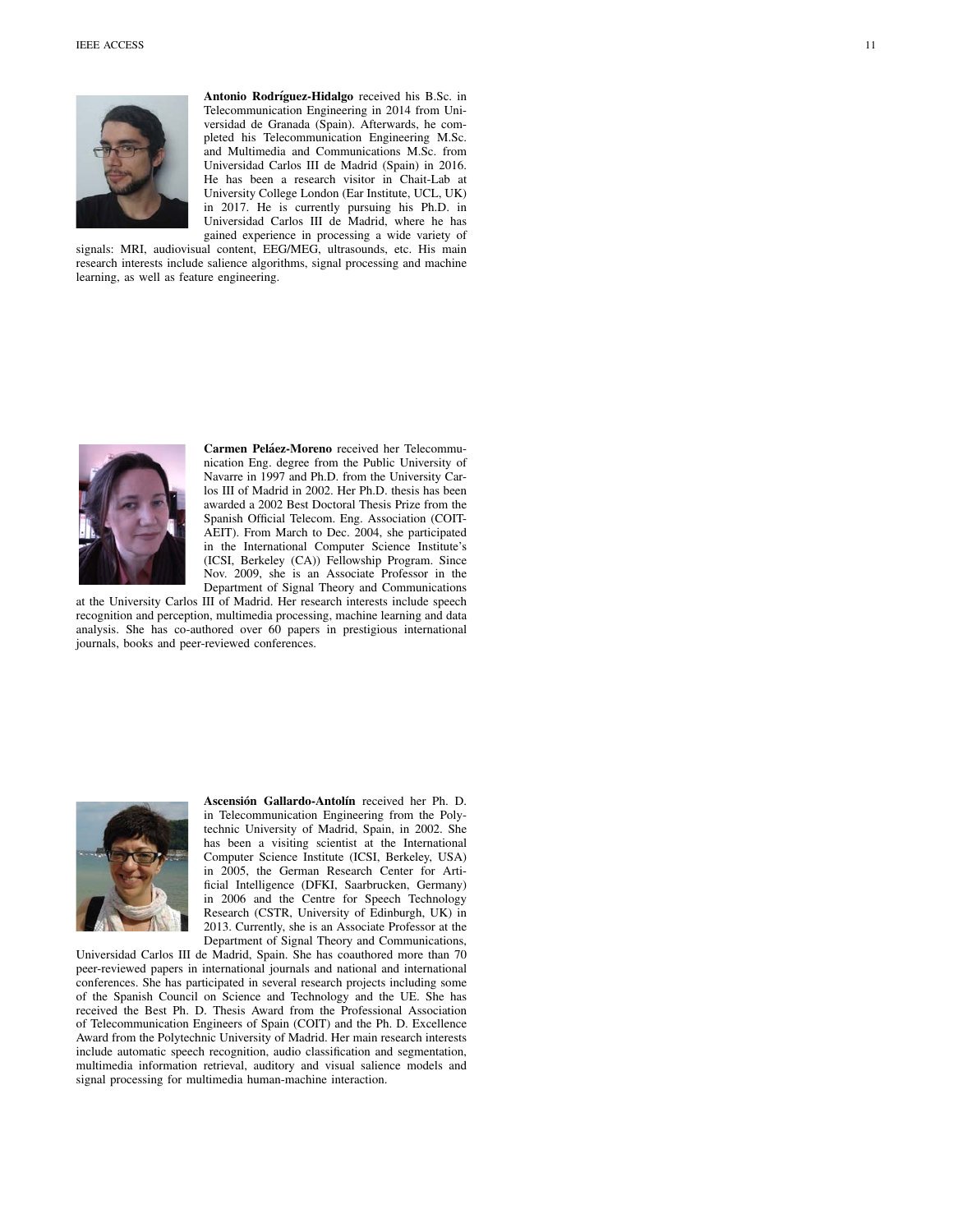**Antonio Rodríguez-Hidalgo** received his B.Sc. in Telecommunication Engineering in 2014 from Universidad de Granada (Spain). Afterwards, he completed his Telecommunication Engineering M.Sc. and Multimedia and Communications M.Sc. from Universidad Carlos III de Madrid (Spain) in 2016. He has been a research visitor in Chait-Lab at University College London (Ear Institute, UCL, UK) in 2017. He is currently pursuing his Ph.D. in Universidad Carlos III de Madrid, where he has gained experience in processing a wide variety of signals: MRI, audiovisual content, EEG/MEG, ultrasounds, etc. His main research interests include salience algorithms, signal processing and machine learning, as well as feature engineering.

**Carmen Peláez-Moreno** received her Telecommunication Eng. degree from the Public University of Navarre in 1997 and Ph.D. from the University Carlos III of Madrid in 2002. Her Ph.D. thesis has been awarded a 2002 Best Doctoral Thesis Prize from the Spanish Official Telecom. Eng. Association (COIT-AEIT). From March to Dec. 2004, she participated in the International Computer Science Institute's (ICSI, Berkeley (CA)) Fellowship Program. Since Nov. 2009, she is an Associate Professor in the Department of Signal Theory and Communications at the University Carlos III of Madrid. Her research interests include speech recognition and perception, multimedia processing, machine learning and data analysis. She has co-authored over 60 papers in prestigious international journals, books and peer-reviewed conferences.

**Ascensión Gallardo-Antolín** received her Ph. D. in Telecommunication Engineering from the Polytechnic University of Madrid, Spain, in 2002. She has been a visiting scientist at the International Computer Science Institute (ICSI, Berkeley, USA) in 2005, the German Research Center for Artificial Intelligence (DFKI, Saarbrucken, Germany) in 2006 and the Centre for Speech Technology Research (CSTR, University of Edinburgh, UK) in 2013. Currently, she is an Associate Professor at the Department of Signal Theory and Communications, Universidad Carlos III de Madrid, Spain. She has coauthored more than 70 peer-reviewed papers in international journals and national and international conferences. She has participated in several research projects including some of the Spanish Council on Science and Technology and the UE. She has received the Best Ph. D. Thesis Award from the Professional Association of Telecommunication Engineers of Spain (COIT) and the Ph. D. Excellence Award from the Polytechnic University of Madrid. Her main research interests include automatic speech recognition, audio classification and segmentation, multimedia information retrieval, auditory and visual salience models and signal processing for multimedia human-machine interaction.